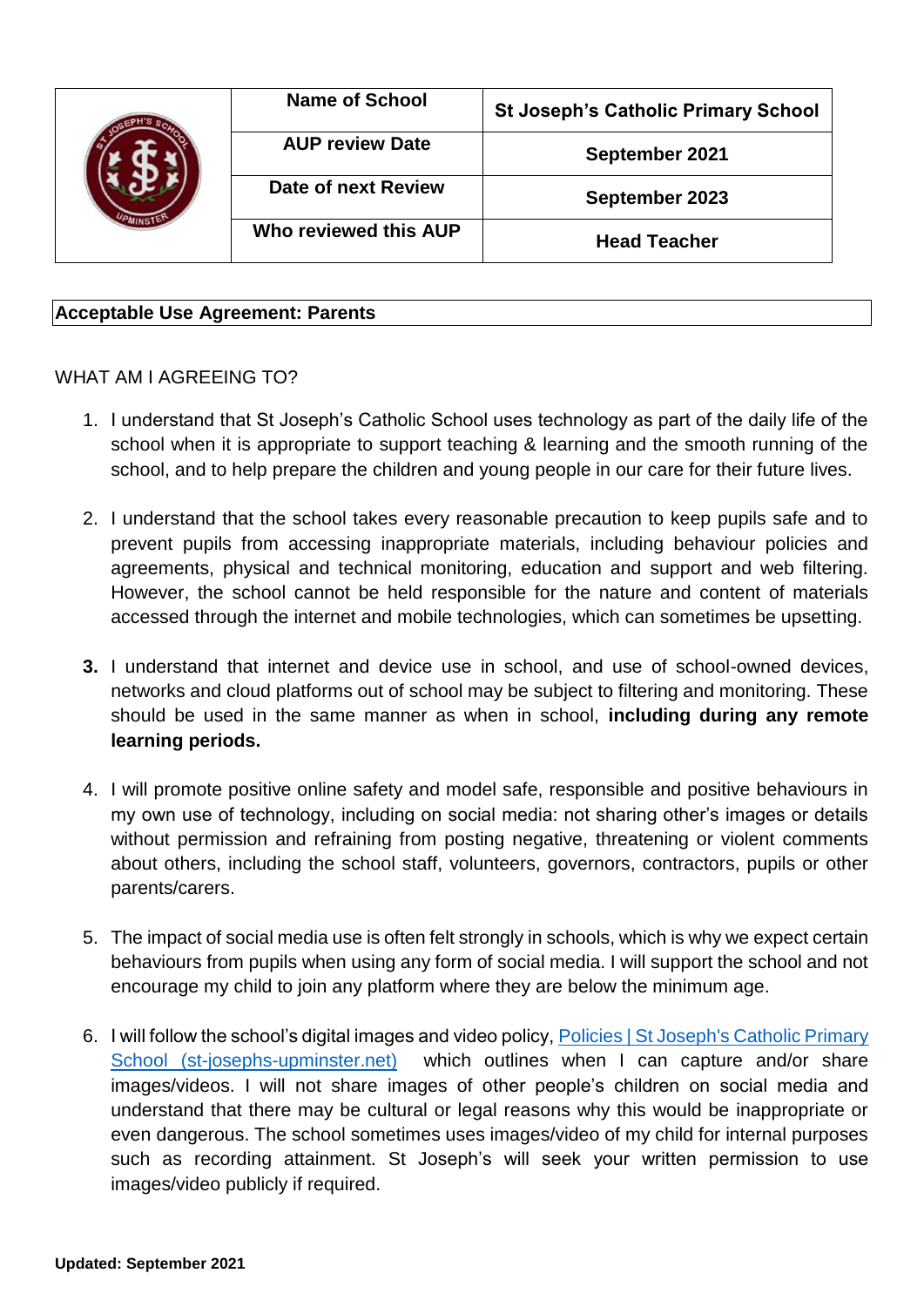| | Name of School | St Joseph's Catholic Primary School |
|---|---|---|
| | AUP review Date | September 2021 |
| | Date of next Review | September 2023 |
| | Who reviewed this AUP | Head Teacher |

**Acceptable Use Agreement: Parents**

WHAT AM I AGREEING TO?

1. I understand that St Joseph's Catholic School uses technology as part of the daily life of the school when it is appropriate to support teaching & learning and the smooth running of the school, and to help prepare the children and young people in our care for their future lives.

2. I understand that the school takes every reasonable precaution to keep pupils safe and to prevent pupils from accessing inappropriate materials, including behaviour policies and agreements, physical and technical monitoring, education and support and web filtering. However, the school cannot be held responsible for the nature and content of materials accessed through the internet and mobile technologies, which can sometimes be upsetting.

3. I understand that internet and device use in school, and use of school-owned devices, networks and cloud platforms out of school may be subject to filtering and monitoring. These should be used in the same manner as when in school, **including during any remote learning periods.**

4. I will promote positive online safety and model safe, responsible and positive behaviours in my own use of technology, including on social media: not sharing other's images or details without permission and refraining from posting negative, threatening or violent comments about others, including the school staff, volunteers, governors, contractors, pupils or other parents/carers.

5. The impact of social media use is often felt strongly in schools, which is why we expect certain behaviours from pupils when using any form of social media. I will support the school and not encourage my child to join any platform where they are below the minimum age.

6. I will follow the school's digital images and video policy, [Policies | St Joseph's Catholic Primary School (st-josephs-upminster.net)] which outlines when I can capture and/or share images/videos. I will not share images of other people's children on social media and understand that there may be cultural or legal reasons why this would be inappropriate or even dangerous. The school sometimes uses images/video of my child for internal purposes such as recording attainment. St Joseph's will seek your written permission to use images/video publicly if required.

**Updated: September 2021**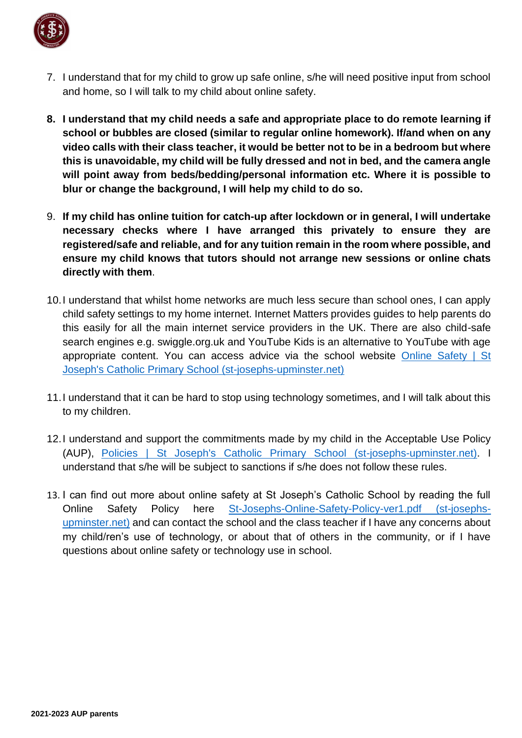7. I understand that for my child to grow up safe online, s/he will need positive input from school and home, so I will talk to my child about online safety.

8. **I understand that my child needs a safe and appropriate place to do remote learning if school or bubbles are closed (similar to regular online homework). If/and when on any video calls with their class teacher, it would be better not to be in a bedroom but where this is unavoidable, my child will be fully dressed and not in bed, and the camera angle will point away from beds/bedding/personal information etc. Where it is possible to blur or change the background, I will help my child to do so.**

9. **If my child has online tuition for catch-up after lockdown or in general, I will undertake necessary checks where I have arranged this privately to ensure they are registered/safe and reliable, and for any tuition remain in the room where possible, and ensure my child knows that tutors should not arrange new sessions or online chats directly with them**.

10. I understand that whilst home networks are much less secure than school ones, I can apply child safety settings to my home internet. Internet Matters provides guides to help parents do this easily for all the main internet service providers in the UK. There are also child-safe search engines e.g. swiggle.org.uk and YouTube Kids is an alternative to YouTube with age appropriate content. You can access advice via the school website [Online Safety | St Joseph's Catholic Primary School (st-josephs-upminster.net)]()

11. I understand that it can be hard to stop using technology sometimes, and I will talk about this to my children.

12. I understand and support the commitments made by my child in the Acceptable Use Policy (AUP), [Policies | St Joseph's Catholic Primary School (st-josephs-upminster.net)](). I understand that s/he will be subject to sanctions if s/he does not follow these rules.

13. I can find out more about online safety at St Joseph's Catholic School by reading the full Online Safety Policy here [St-Josephs-Online-Safety-Policy-ver1.pdf (st-josephs-upminster.net)]() and can contact the school and the class teacher if I have any concerns about my child/ren's use of technology, or about that of others in the community, or if I have questions about online safety or technology use in school.